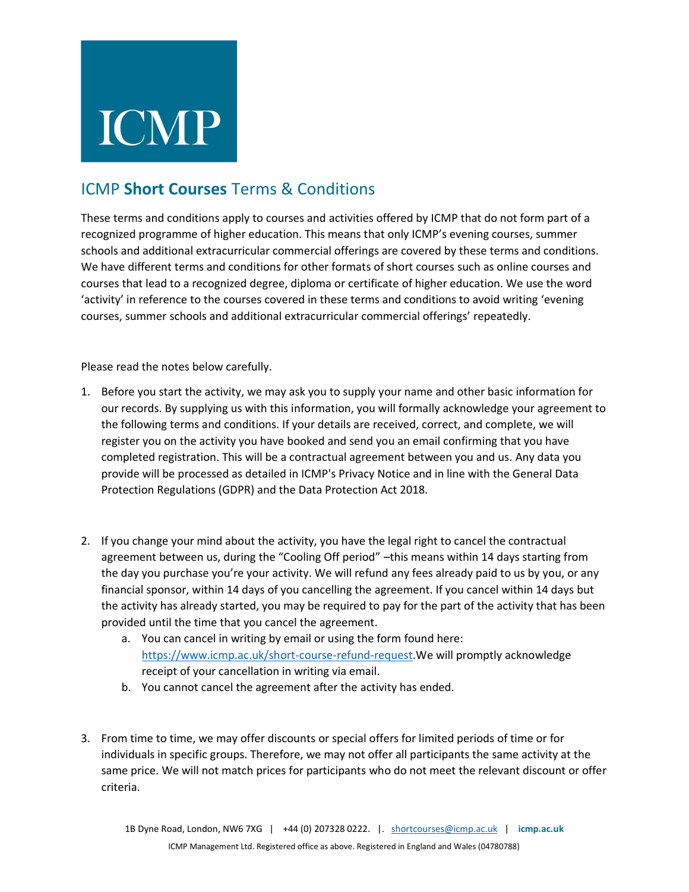ICMP

# ICMP **Short Courses** Terms & Conditions

These terms and conditions apply to courses and activities offered by ICMP that do not form part of a recognized programme of higher education. This means that only ICMP's evening courses, summer schools and additional extracurricular commercial offerings are covered by these terms and conditions. We have different terms and conditions for other formats of short courses such as online courses and courses that lead to a recognized degree, diploma or certificate of higher education. We use the word 'activity' in reference to the courses covered in these terms and conditions to avoid writing 'evening courses, summer schools and additional extracurricular commercial offerings' repeatedly.

Please read the notes below carefully.

1. Before you start the activity, we may ask you to supply your name and other basic information for our records. By supplying us with this information, you will formally acknowledge your agreement to the following terms and conditions. If your details are received, correct, and complete, we will register you on the activity you have booked and send you an email confirming that you have completed registration. This will be a contractual agreement between you and us. Any data you provide will be processed as detailed in ICMP's Privacy Notice and in line with the General Data Protection Regulations (GDPR) and the Data Protection Act 2018.

2. If you change your mind about the activity, you have the legal right to cancel the contractual agreement between us, during the "Cooling Off period" –this means within 14 days starting from the day you purchase you're your activity. We will refund any fees already paid to us by you, or any financial sponsor, within 14 days of you cancelling the agreement. If you cancel within 14 days but the activity has already started, you may be required to pay for the part of the activity that has been provided until the time that you cancel the agreement.
   a. You can cancel in writing by email or using the form found here: https://www.icmp.ac.uk/short-course-refund-request.We will promptly acknowledge receipt of your cancellation in writing via email.
   b. You cannot cancel the agreement after the activity has ended.

3. From time to time, we may offer discounts or special offers for limited periods of time or for individuals in specific groups. Therefore, we may not offer all participants the same activity at the same price. We will not match prices for participants who do not meet the relevant discount or offer criteria.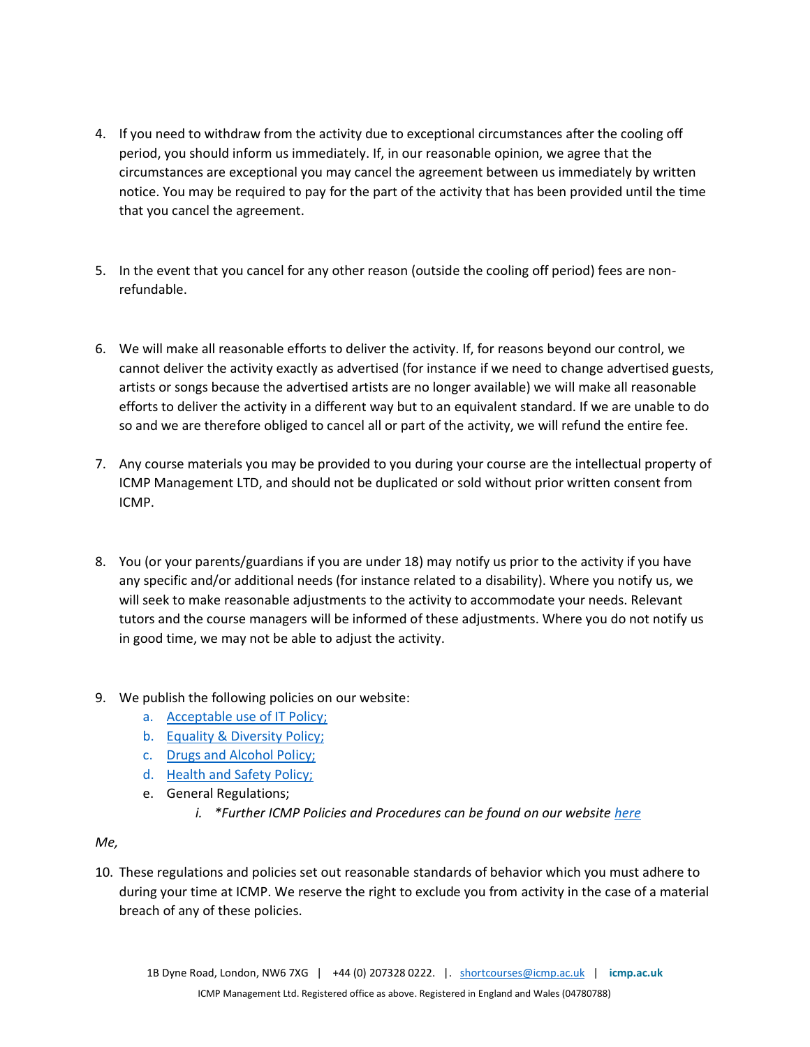4. If you need to withdraw from the activity due to exceptional circumstances after the cooling off period, you should inform us immediately. If, in our reasonable opinion, we agree that the circumstances are exceptional you may cancel the agreement between us immediately by written notice. You may be required to pay for the part of the activity that has been provided until the time that you cancel the agreement.

5. In the event that you cancel for any other reason (outside the cooling off period) fees are non-refundable.

6. We will make all reasonable efforts to deliver the activity. If, for reasons beyond our control, we cannot deliver the activity exactly as advertised (for instance if we need to change advertised guests, artists or songs because the advertised artists are no longer available) we will make all reasonable efforts to deliver the activity in a different way but to an equivalent standard. If we are unable to do so and we are therefore obliged to cancel all or part of the activity, we will refund the entire fee.

7. Any course materials you may be provided to you during your course are the intellectual property of ICMP Management LTD, and should not be duplicated or sold without prior written consent from ICMP.

8. You (or your parents/guardians if you are under 18) may notify us prior to the activity if you have any specific and/or additional needs (for instance related to a disability). Where you notify us, we will seek to make reasonable adjustments to the activity to accommodate your needs. Relevant tutors and the course managers will be informed of these adjustments. Where you do not notify us in good time, we may not be able to adjust the activity.

9. We publish the following policies on our website:
   a. Acceptable use of IT Policy;
   b. Equality & Diversity Policy;
   c. Drugs and Alcohol Policy;
   d. Health and Safety Policy;
   e. General Regulations;
      i. *\*Further ICMP Policies and Procedures can be found on our website here*

*Me,*

10. These regulations and policies set out reasonable standards of behavior which you must adhere to during your time at ICMP. We reserve the right to exclude you from activity in the case of a material breach of any of these policies.

1B Dyne Road, London, NW6 7XG | +44 (0) 207328 0222. |. shortcourses@icmp.ac.uk | **icmp.ac.uk**

ICMP Management Ltd. Registered office as above. Registered in England and Wales (04780788)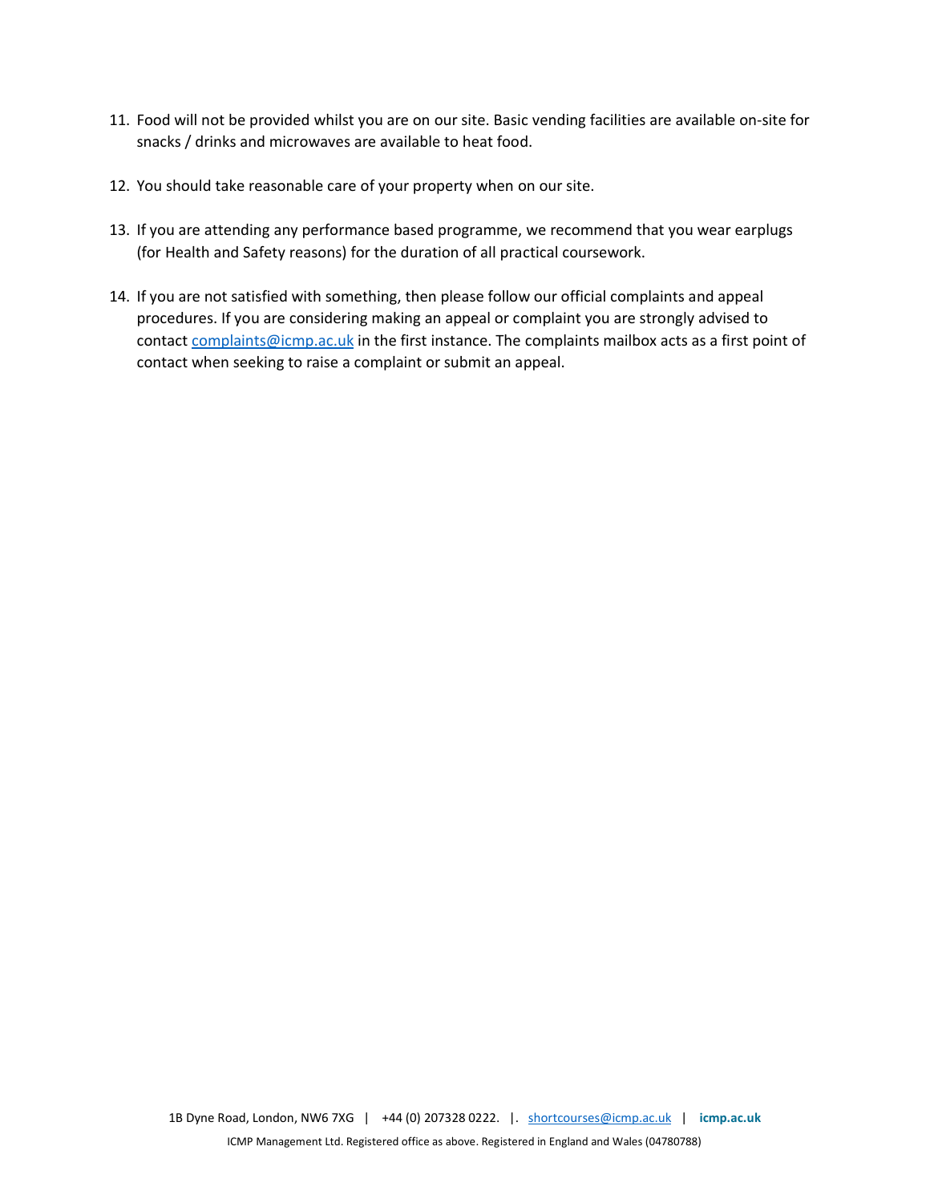11. Food will not be provided whilst you are on our site. Basic vending facilities are available on-site for snacks / drinks and microwaves are available to heat food.

12. You should take reasonable care of your property when on our site.

13. If you are attending any performance based programme, we recommend that you wear earplugs (for Health and Safety reasons) for the duration of all practical coursework.

14. If you are not satisfied with something, then please follow our official complaints and appeal procedures. If you are considering making an appeal or complaint you are strongly advised to contact complaints@icmp.ac.uk in the first instance. The complaints mailbox acts as a first point of contact when seeking to raise a complaint or submit an appeal.